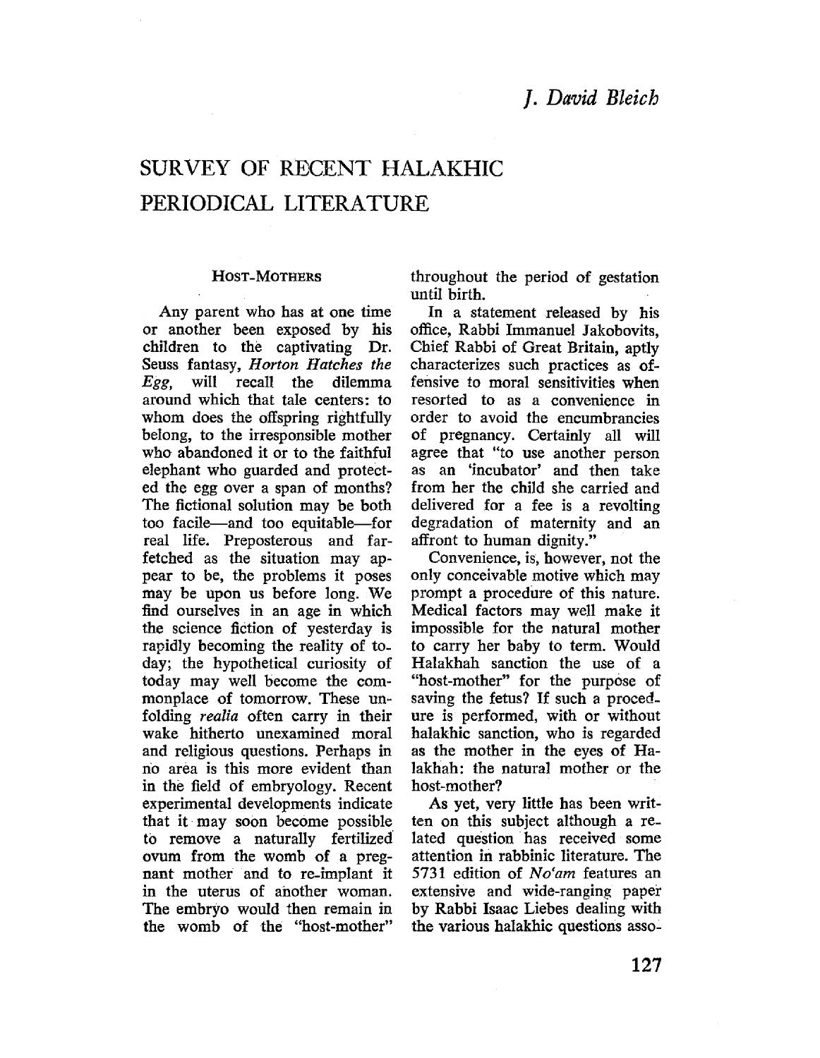*J. David Bleich*

# SURVEY OF RECENT HALAKHIC PERIODICAL LITERATURE

## HOST-MOTHERS

Any parent who has at one time or another been exposed by his children to the captivating Dr. Seuss fantasy, *Horton Hatches the Egg,* will recall the dilemma around which that tale centers: to whom does the offspring rightfully belong, to the irresponsible mother who abandoned it or to the faithful elephant who guarded and protected the egg over a span of months? The fictional solution may be both too facile—and too equitable—for real life. Preposterous and far-fetched as the situation may appear to be, the problems it poses may be upon us before long. We find ourselves in an age in which the science fiction of yesterday is rapidly becoming the reality of today; the hypothetical curiosity of today may well become the commonplace of tomorrow. These unfolding *realia* often carry in their wake hitherto unexamined moral and religious questions. Perhaps in no area is this more evident than in the field of embryology. Recent experimental developments indicate that it may soon become possible to remove a naturally fertilized ovum from the womb of a pregnant mother and to re-implant it in the uterus of another woman. The embryo would then remain in the womb of the "host-mother" throughout the period of gestation until birth.

In a statement released by his office, Rabbi Immanuel Jakobovits, Chief Rabbi of Great Britain, aptly characterizes such practices as offensive to moral sensitivities when resorted to as a convenience in order to avoid the encumbrancies of pregnancy. Certainly all will agree that "to use another person as an 'incubator' and then take from her the child she carried and delivered for a fee is a revolting degradation of maternity and an affront to human dignity."

Convenience, is, however, not the only conceivable motive which may prompt a procedure of this nature. Medical factors may well make it impossible for the natural mother to carry her baby to term. Would Halakhah sanction the use of a "host-mother" for the purpose of saving the fetus? If such a procedure is performed, with or without halakhic sanction, who is regarded as the mother in the eyes of Halakhah: the natural mother or the host-mother?

As yet, very little has been written on this subject although a related question has received some attention in rabbinic literature. The 5731 edition of *No'am* features an extensive and wide-ranging paper by Rabbi Isaac Liebes dealing with the various halakhic questions asso-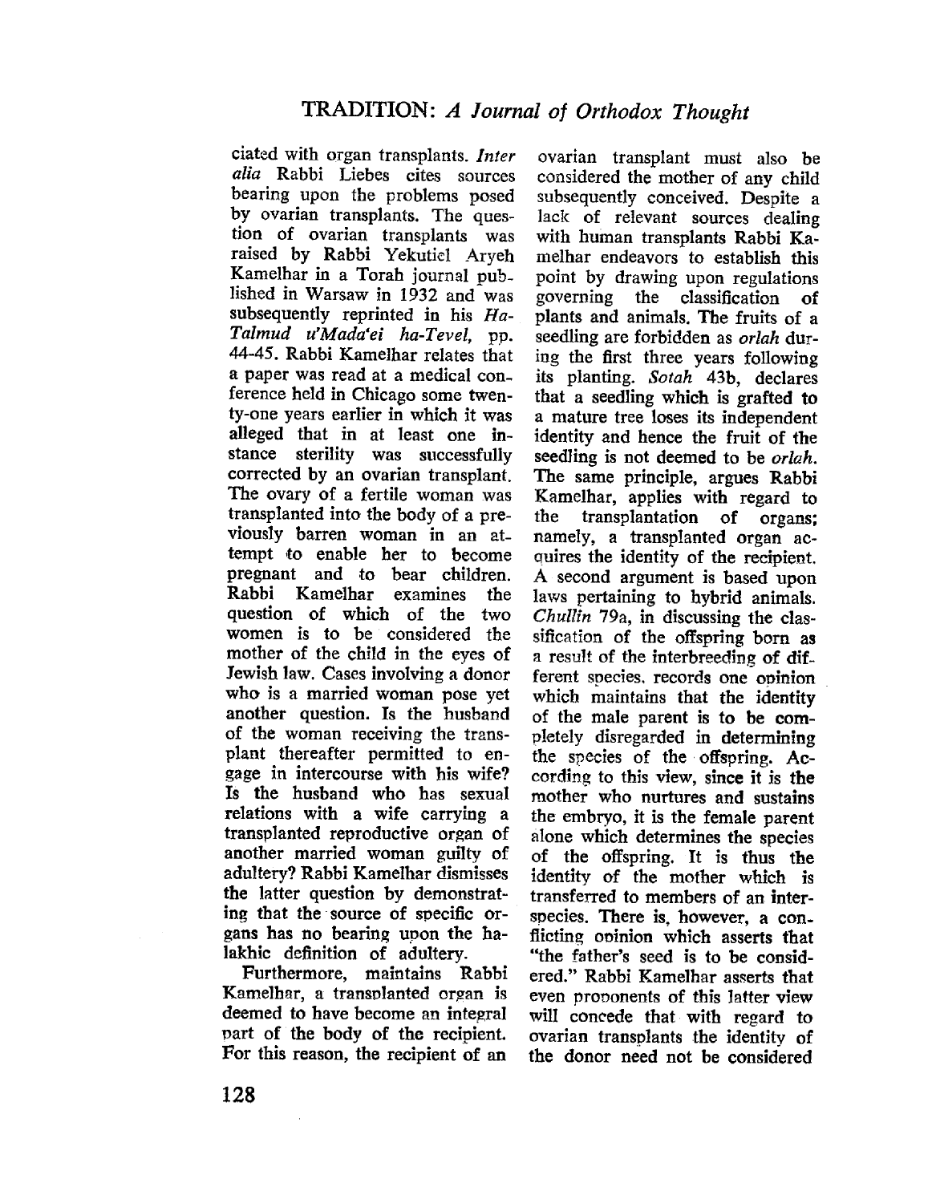ciated with organ transplants. *Inter alia* Rabbi Liebes cites sources bearing upon the problems posed by ovarian transplants. The question of ovarian transplants was raised by Rabbi Yekutiel Aryeh Kamelhar in a Torah journal published in Warsaw in 1932 and was subsequently reprinted in his *Ha-Talmud u'Mada'ei ha-Tevel*, pp. 44-45. Rabbi Kamelhar relates that a paper was read at a medical conference held in Chicago some twenty-one years earlier in which it was alleged that in at least one instance sterility was successfully corrected by an ovarian transplant. The ovary of a fertile woman was transplanted into the body of a previously barren woman in an attempt to enable her to become pregnant and to bear children. Rabbi Kamelhar examines the question of which of the two women is to be considered the mother of the child in the eyes of Jewish law. Cases involving a donor who is a married woman pose yet another question. Is the husband of the woman receiving the transplant thereafter permitted to engage in intercourse with his wife? Is the husband who has sexual relations with a wife carrying a transplanted reproductive organ of another married woman guilty of adultery? Rabbi Kamelhar dismisses the latter question by demonstrating that the source of specific organs has no bearing upon the halakhic definition of adultery.

Furthermore, maintains Rabbi Kamelhar, a transplanted organ is deemed to have become an integral part of the body of the recipient. For this reason, the recipient of an ovarian transplant must also be considered the mother of any child subsequently conceived. Despite a lack of relevant sources dealing with human transplants Rabbi Kamelhar endeavors to establish this point by drawing upon regulations governing the classification of plants and animals. The fruits of a seedling are forbidden as *orlah* during the first three years following its planting. *Sotah* 43b, declares that a seedling which is grafted to a mature tree loses its independent identity and hence the fruit of the seedling is not deemed to be *orlah*. The same principle, argues Rabbi Kamelhar, applies with regard to the transplantation of organs; namely, a transplanted organ acquires the identity of the recipient. A second argument is based upon laws pertaining to hybrid animals. *Chullin* 79a, in discussing the classification of the offspring born as a result of the interbreeding of different species, records one opinion which maintains that the identity of the male parent is to be completely disregarded in determining the species of the offspring. According to this view, since it is the mother who nurtures and sustains the embryo, it is the female parent alone which determines the species of the offspring. It is thus the identity of the mother which is transferred to members of an interspecies. There is, however, a conflicting opinion which asserts that "the father's seed is to be considered." Rabbi Kamelhar asserts that even proponents of this latter view will concede that with regard to ovarian transplants the identity of the donor need not be considered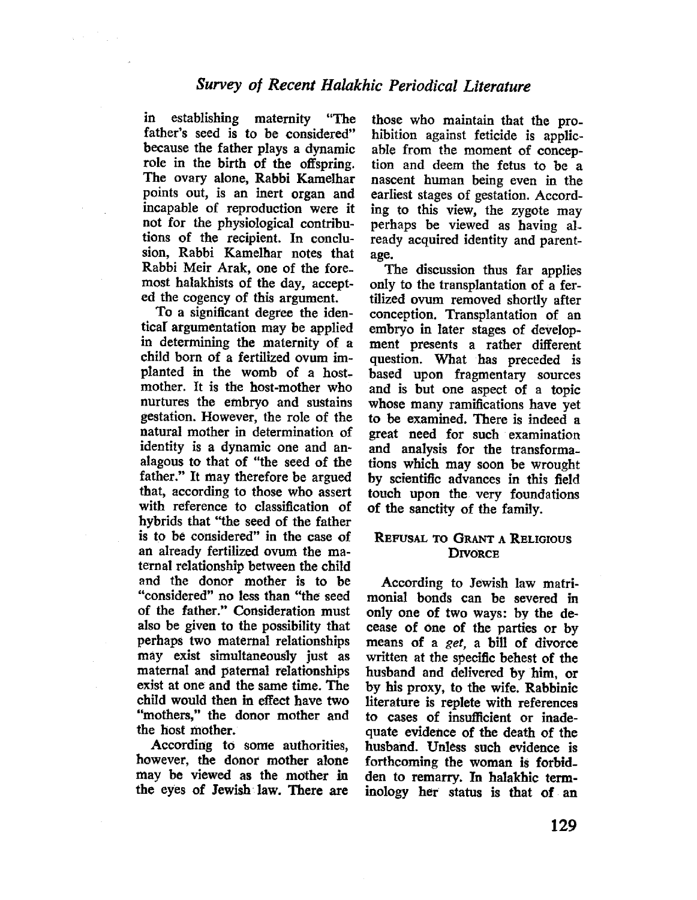in establishing maternity "The father's seed is to be considered" because the father plays a dynamic role in the birth of the offspring. The ovary alone, Rabbi Kamelhar points out, is an inert organ and incapable of reproduction were it not for the physiological contributions of the recipient. In conclusion, Rabbi Kamelhar notes that Rabbi Meir Arak, one of the foremost halakhists of the day, accepted the cogency of this argument.

To a significant degree the identical argumentation may be applied in determining the maternity of a child born of a fertilized ovum implanted in the womb of a host-mother. It is the host-mother who nurtures the embryo and sustains gestation. However, the role of the natural mother in determination of identity is a dynamic one and analagous to that of "the seed of the father." It may therefore be argued that, according to those who assert with reference to classification of hybrids that "the seed of the father is to be considered" in the case of an already fertilized ovum the maternal relationship between the child and the donor mother is to be "considered" no less than "the seed of the father." Consideration must also be given to the possibility that perhaps two maternal relationships may exist simultaneously just as maternal and paternal relationships exist at one and the same time. The child would then in effect have two "mothers," the donor mother and the host mother.

According to some authorities, however, the donor mother alone may be viewed as the mother in the eyes of Jewish law. There are those who maintain that the prohibition against feticide is applicable from the moment of conception and deem the fetus to be a nascent human being even in the earliest stages of gestation. According to this view, the zygote may perhaps be viewed as having already acquired identity and parentage.

The discussion thus far applies only to the transplantation of a fertilized ovum removed shortly after conception. Transplantation of an embryo in later stages of development presents a rather different question. What has preceded is based upon fragmentary sources and is but one aspect of a topic whose many ramifications have yet to be examined. There is indeed a great need for such examination and analysis for the transformations which may soon be wrought by scientific advances in this field touch upon the very foundations of the sanctity of the family.

## Refusal to Grant a Religious Divorce

According to Jewish law matrimonial bonds can be severed in only one of two ways: by the decease of one of the parties or by means of a *get*, a bill of divorce written at the specific behest of the husband and delivered by him, or by his proxy, to the wife. Rabbinic literature is replete with references to cases of insufficient or inadequate evidence of the death of the husband. Unless such evidence is forthcoming the woman is forbidden to remarry. In halakhic terminology her status is that of an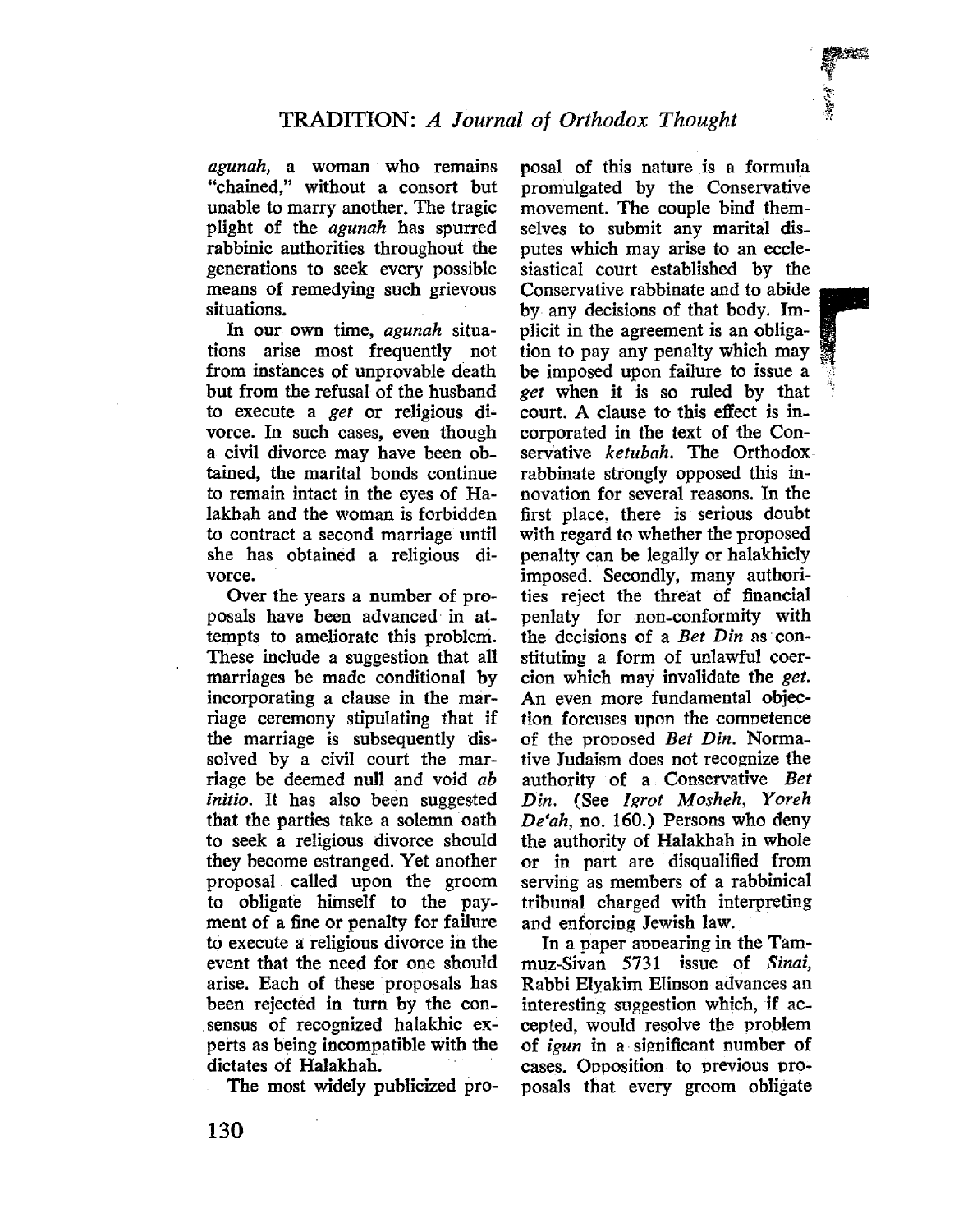*agunah,* a woman who remains "chained," without a consort but unable to marry another. The tragic plight of the *agunah* has spurred rabbinic authorities throughout the generations to seek every possible means of remedying such grievous situations.

In our own time, *agunah* situations arise most frequently not from instances of unprovable death but from the refusal of the husband to execute a *get* or religious divorce. In such cases, even though a civil divorce may have been obtained, the marital bonds continue to remain intact in the eyes of Halakhah and the woman is forbidden to contract a second marriage until she has obtained a religious divorce.

Over the years a number of proposals have been advanced in attempts to ameliorate this problem. These include a suggestion that all marriages be made conditional by incorporating a clause in the marriage ceremony stipulating that if the marriage is subsequently dissolved by a civil court the marriage be deemed null and void *ab initio.* It has also been suggested that the parties take a solemn oath to seek a religious divorce should they become estranged. Yet another proposal called upon the groom to obligate himself to the payment of a fine or penalty for failure to execute a religious divorce in the event that the need for one should arise. Each of these proposals has been rejected in turn by the consensus of recognized halakhic experts as being incompatible with the dictates of Halakhah.

The most widely publicized proposal of this nature is a formula promulgated by the Conservative movement. The couple bind themselves to submit any marital disputes which may arise to an ecclesiastical court established by the Conservative rabbinate and to abide by any decisions of that body. Implicit in the agreement is an obligation to pay any penalty which may be imposed upon failure to issue a *get* when it is so ruled by that court. A clause to this effect is incorporated in the text of the Conservative *ketubah.* The Orthodox rabbinate strongly opposed this innovation for several reasons. In the first place, there is serious doubt with regard to whether the proposed penalty can be legally or halakhicly imposed. Secondly, many authorities reject the threat of financial penlaty for non-conformity with the decisions of a *Bet Din* as constituting a form of unlawful coercion which may invalidate the *get.* An even more fundamental objection forcuses upon the competence of the proposed *Bet Din.* Normative Judaism does not recognize the authority of a Conservative *Bet Din.* (See *Igrot Mosheh, Yoreh De'ah,* no. 160.) Persons who deny the authority of Halakhah in whole or in part are disqualified from serving as members of a rabbinical tribunal charged with interpreting and enforcing Jewish law.

In a paper appearing in the Tammuz-Sivan 5731 issue of *Sinai,* Rabbi Elyakim Elinson advances an interesting suggestion which, if accepted, would resolve the problem of *igun* in a significant number of cases. Opposition to previous proposals that every groom obligate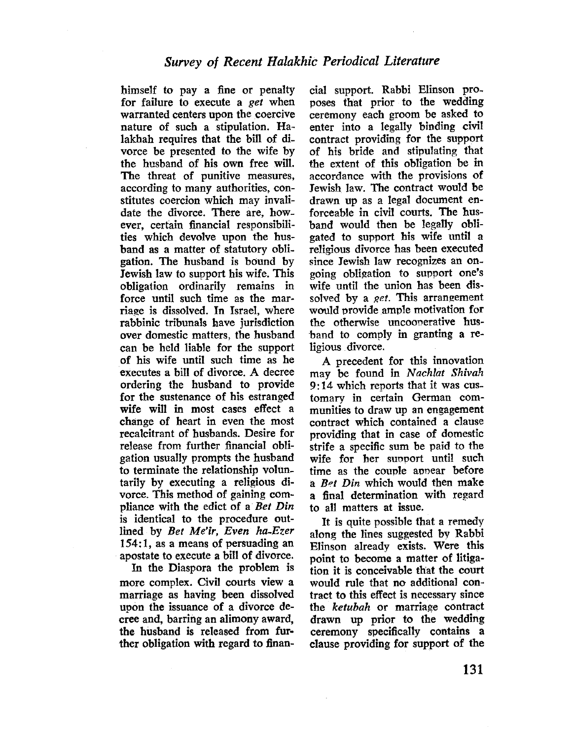himself to pay a fine or penalty for failure to execute a *get* when warranted centers upon the coercive nature of such a stipulation. Halakhah requires that the bill of divorce be presented to the wife by the husband of his own free will. The threat of punitive measures, according to many authorities, constitutes coercion which may invalidate the divorce. There are, however, certain financial responsibilities which devolve upon the husband as a matter of statutory obligation. The husband is bound by Jewish law to support his wife. This obligation ordinarily remains in force until such time as the marriage is dissolved. In Israel, where rabbinic tribunals have jurisdiction over domestic matters, the husband can be held liable for the support of his wife until such time as he executes a bill of divorce. A decree ordering the husband to provide for the sustenance of his estranged wife will in most cases effect a change of heart in even the most recalcitrant of husbands. Desire for release from further financial obligation usually prompts the husband to terminate the relationship voluntarily by executing a religious divorce. This method of gaining compliance with the edict of a *Bet Din* is identical to the procedure outlined by *Bet Me'ir, Even ha-Ezer* 154:1, as a means of persuading an apostate to execute a bill of divorce.

In the Diaspora the problem is more complex. Civil courts view a marriage as having been dissolved upon the issuance of a divorce decree and, barring an alimony award, the husband is released from further obligation with regard to financial support. Rabbi Elinson proposes that prior to the wedding ceremony each groom be asked to enter into a legally binding civil contract providing for the support of his bride and stipulating that the extent of this obligation be in accordance with the provisions of Jewish law. The contract would be drawn up as a legal document enforceable in civil courts. The husband would then be legally obligated to support his wife until a religious divorce has been executed since Jewish law recognizes an ongoing obligation to support one's wife until the union has been dissolved by a *get*. This arrangement would provide ample motivation for the otherwise uncooperative husband to comply in granting a religious divorce.

A precedent for this innovation may be found in *Nachlat Shivah* 9:14 which reports that it was customary in certain German communities to draw up an engagement contract which contained a clause providing that in case of domestic strife a specific sum be paid to the wife for her support until such time as the couple appear before a *Bet Din* which would then make a final determination with regard to all matters at issue.

It is quite possible that a remedy along the lines suggested by Rabbi Elinson already exists. Were this point to become a matter of litigation it is conceivable that the court would rule that no additional contract to this effect is necessary since the *ketubah* or marriage contract drawn up prior to the wedding ceremony specifically contains a clause providing for support of the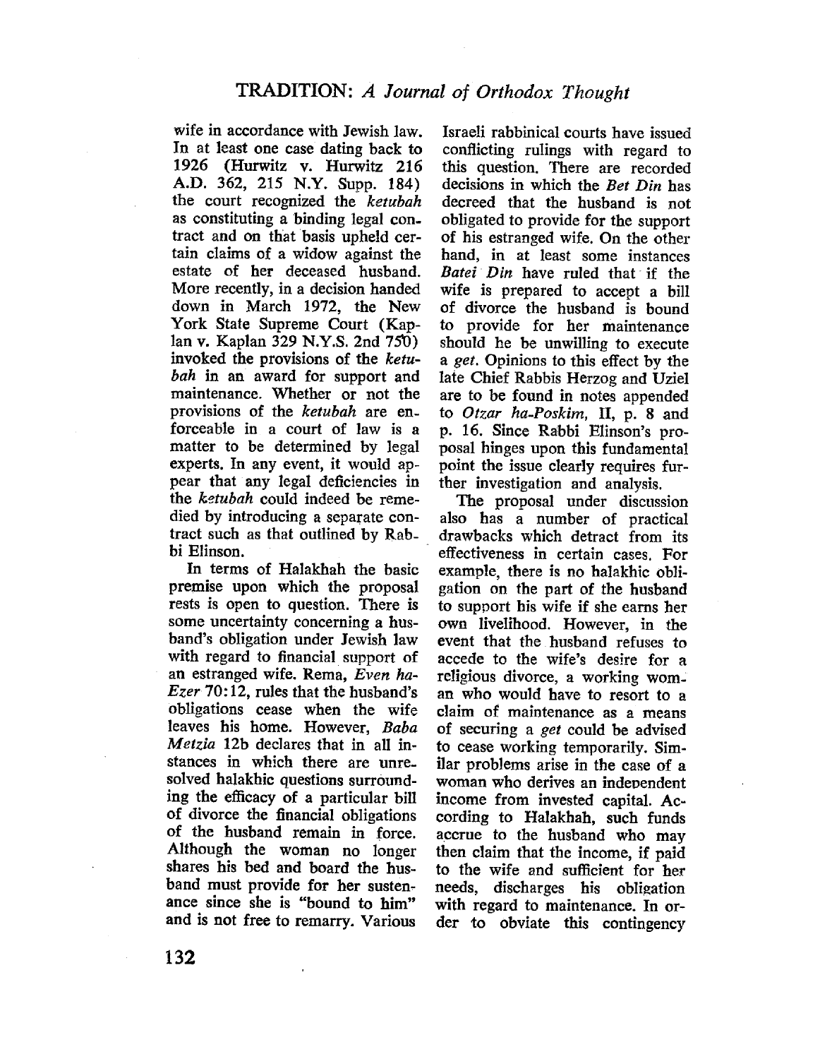wife in accordance with Jewish law. In at least one case dating back to 1926 (Hurwitz v. Hurwitz 216 A.D. 362, 215 N.Y. Supp. 184) the court recognized the *ketubah* as constituting a binding legal contract and on that basis upheld certain claims of a widow against the estate of her deceased husband. More recently, in a decision handed down in March 1972, the New York State Supreme Court (Kaplan v. Kaplan 329 N.Y.S. 2nd 750) invoked the provisions of the *ketubah* in an award for support and maintenance. Whether or not the provisions of the *ketubah* are enforceable in a court of law is a matter to be determined by legal experts. In any event, it would appear that any legal deficiencies in the *ketubah* could indeed be remedied by introducing a separate contract such as that outlined by Rabbi Elinson.

In terms of Halakhah the basic premise upon which the proposal rests is open to question. There is some uncertainty concerning a husband's obligation under Jewish law with regard to financial support of an estranged wife. Rema, *Even ha-Ezer* 70:12, rules that the husband's obligations cease when the wife leaves his home. However, *Baba Metzia* 12b declares that in all instances in which there are unresolved halakhic questions surrounding the efficacy of a particular bill of divorce the financial obligations of the husband remain in force. Although the woman no longer shares his bed and board the husband must provide for her sustenance since she is "bound to him" and is not free to remarry. Various Israeli rabbinical courts have issued conflicting rulings with regard to this question. There are recorded decisions in which the *Bet Din* has decreed that the husband is not obligated to provide for the support of his estranged wife. On the other hand, in at least some instances *Batei Din* have ruled that if the wife is prepared to accept a bill of divorce the husband is bound to provide for her maintenance should he be unwilling to execute a *get*. Opinions to this effect by the late Chief Rabbis Herzog and Uziel are to be found in notes appended to *Otzar ha-Poskim*, II, p. 8 and p. 16. Since Rabbi Elinson's proposal hinges upon this fundamental point the issue clearly requires further investigation and analysis.

The proposal under discussion also has a number of practical drawbacks which detract from its effectiveness in certain cases. For example, there is no halakhic obligation on the part of the husband to support his wife if she earns her own livelihood. However, in the event that the husband refuses to accede to the wife's desire for a religious divorce, a working woman who would have to resort to a claim of maintenance as a means of securing a *get* could be advised to cease working temporarily. Similar problems arise in the case of a woman who derives an independent income from invested capital. According to Halakhah, such funds accrue to the husband who may then claim that the income, if paid to the wife and sufficient for her needs, discharges his obligation with regard to maintenance. In order to obviate this contingency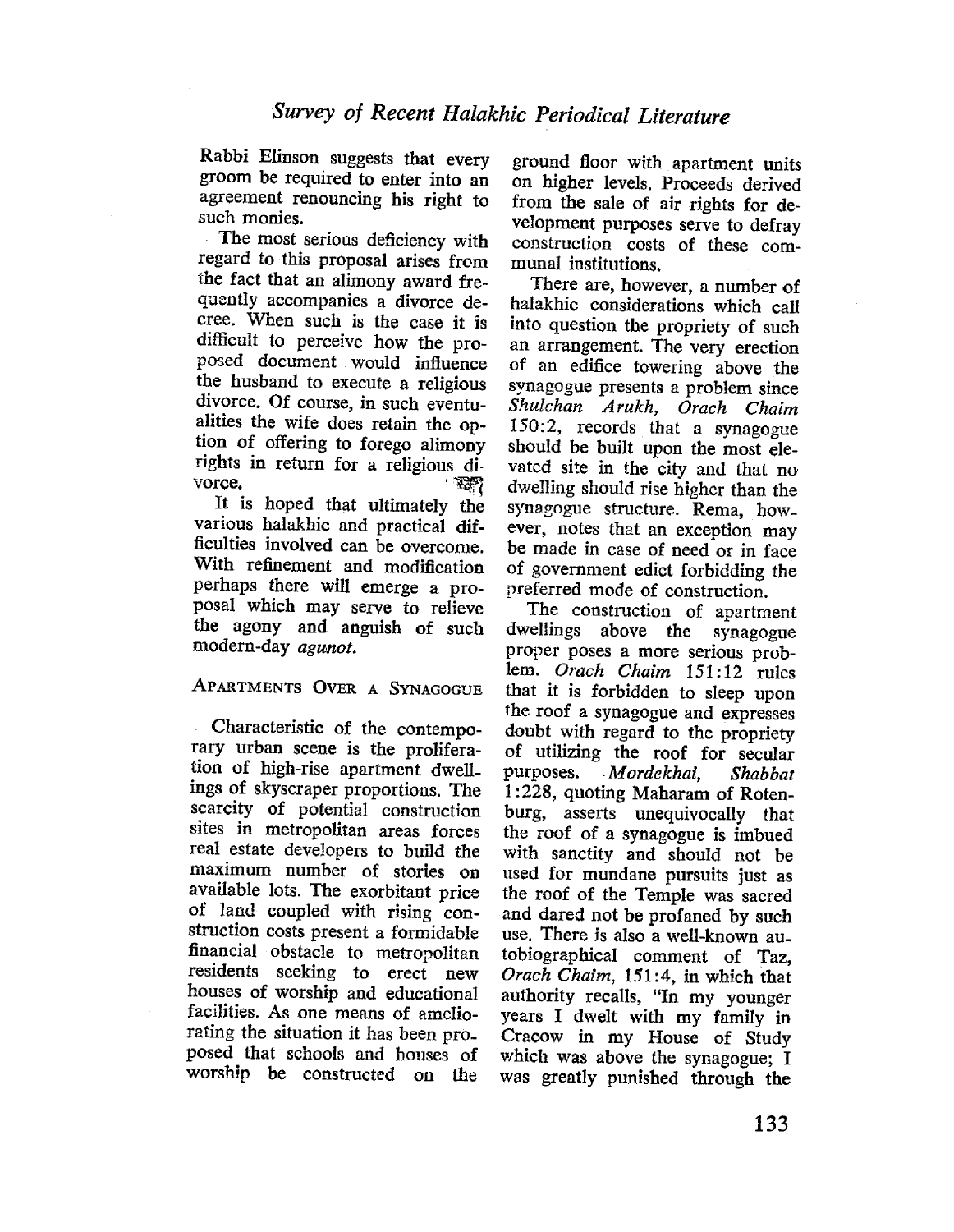Rabbi Elinson suggests that every groom be required to enter into an agreement renouncing his right to such monies.

The most serious deficiency with regard to this proposal arises from the fact that an alimony award frequently accompanies a divorce decree. When such is the case it is difficult to perceive how the proposed document would influence the husband to execute a religious divorce. Of course, in such eventualities the wife does retain the option of offering to forego alimony rights in return for a religious divorce.

It is hoped that ultimately the various halakhic and practical difficulties involved can be overcome. With refinement and modification perhaps there will emerge a proposal which may serve to relieve the agony and anguish of such modern-day *agunot.*

## Apartments Over a Synagogue

Characteristic of the contemporary urban scene is the proliferation of high-rise apartment dwellings of skyscraper proportions. The scarcity of potential construction sites in metropolitan areas forces real estate developers to build the maximum number of stories on available lots. The exorbitant price of land coupled with rising construction costs present a formidable financial obstacle to metropolitan residents seeking to erect new houses of worship and educational facilities. As one means of ameliorating the situation it has been proposed that schools and houses of worship be constructed on the ground floor with apartment units on higher levels. Proceeds derived from the sale of air rights for development purposes serve to defray construction costs of these communal institutions.

There are, however, a number of halakhic considerations which call into question the propriety of such an arrangement. The very erection of an edifice towering above the synagogue presents a problem since *Shulchan Arukh, Orach Chaim* 150:2, records that a synagogue should be built upon the most elevated site in the city and that no dwelling should rise higher than the synagogue structure. Rema, however, notes that an exception may be made in case of need or in face of government edict forbidding the preferred mode of construction.

The construction of apartment dwellings above the synagogue proper poses a more serious problem. *Orach Chaim* 151:12 rules that it is forbidden to sleep upon the roof a synagogue and expresses doubt with regard to the propriety of utilizing the roof for secular purposes. *Mordekhai, Shabbat* 1:228, quoting Maharam of Rotenburg, asserts unequivocally that the roof of a synagogue is imbued with sanctity and should not be used for mundane pursuits just as the roof of the Temple was sacred and dared not be profaned by such use. There is also a well-known autobiographical comment of Taz, *Orach Chaim,* 151:4, in which that authority recalls, "In my younger years I dwelt with my family in Cracow in my House of Study which was above the synagogue; I was greatly punished through the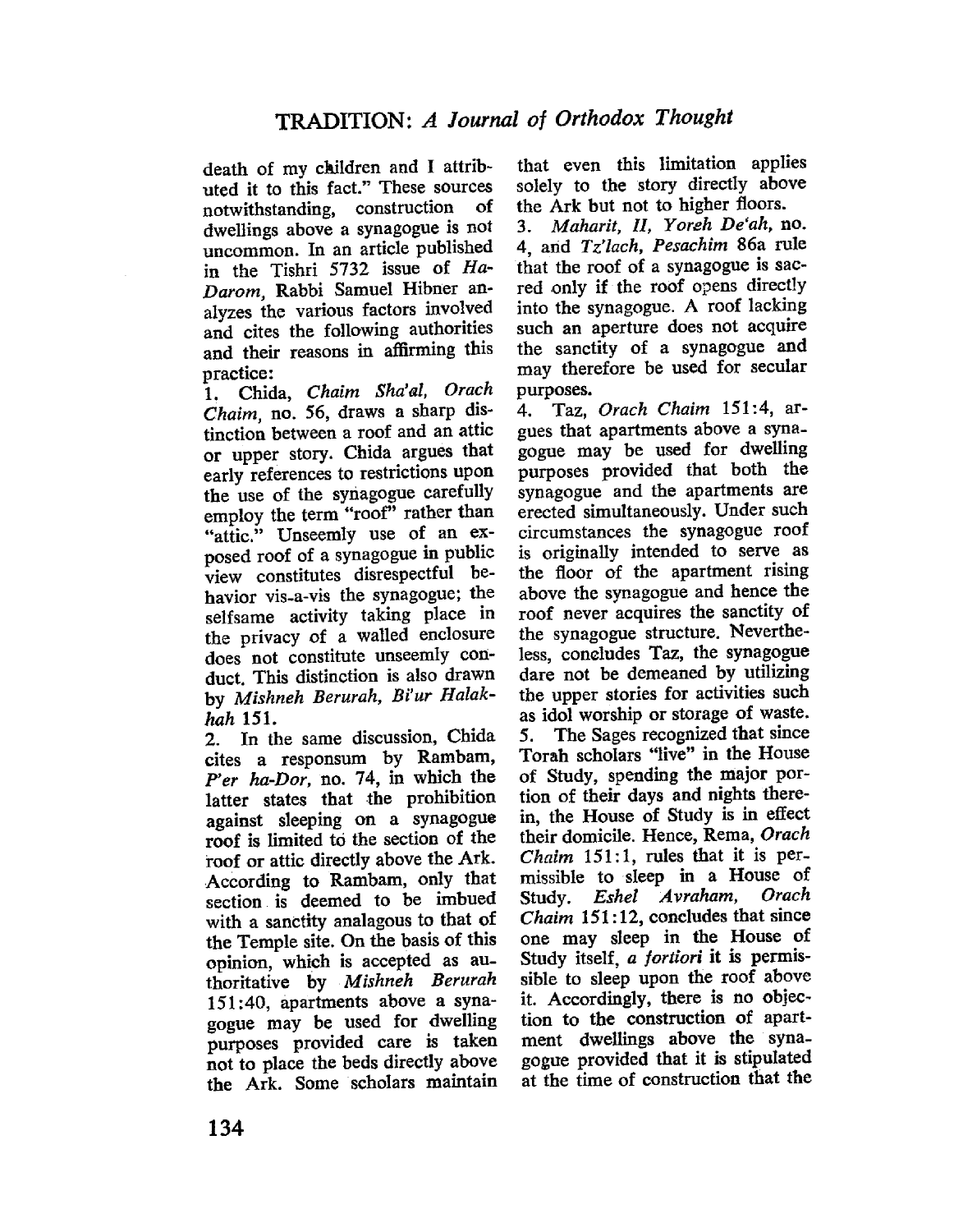death of my children and I attributed it to this fact." These sources notwithstanding, construction of dwellings above a synagogue is not uncommon. In an article published in the Tishri 5732 issue of *Ha-Darom*, Rabbi Samuel Hibner analyzes the various factors involved and cites the following authorities and their reasons in affirming this practice:

1. Chida, *Chaim Sha'al, Orach Chaim*, no. 56, draws a sharp distinction between a roof and an attic or upper story. Chida argues that early references to restrictions upon the use of the synagogue carefully employ the term "roof" rather than "attic." Unseemly use of an exposed roof of a synagogue in public view constitutes disrespectful behavior vis-a-vis the synagogue; the selfsame activity taking place in the privacy of a walled enclosure does not constitute unseemly conduct. This distinction is also drawn by *Mishneh Berurah, Bi'ur Halakhah* 151.

2. In the same discussion, Chida cites a responsum by Rambam, *P'er ha-Dor*, no. 74, in which the latter states that the prohibition against sleeping on a synagogue roof is limited to the section of the roof or attic directly above the Ark. According to Rambam, only that section is deemed to be imbued with a sanctity analagous to that of the Temple site. On the basis of this opinion, which is accepted as authoritative by *Mishneh Berurah* 151:40, apartments above a synagogue may be used for dwelling purposes provided care is taken not to place the beds directly above the Ark. Some scholars maintain that even this limitation applies solely to the story directly above the Ark but not to higher floors.

3. *Maharit, II, Yoreh De'ah*, no. 4, and *Tz'lach, Pesachim* 86a rule that the roof of a synagogue is sacred only if the roof opens directly into the synagogue. A roof lacking such an aperture does not acquire the sanctity of a synagogue and may therefore be used for secular purposes.

4. Taz, *Orach Chaim* 151:4, argues that apartments above a synagogue may be used for dwelling purposes provided that both the synagogue and the apartments are erected simultaneously. Under such circumstances the synagogue roof is originally intended to serve as the floor of the apartment rising above the synagogue and hence the roof never acquires the sanctity of the synagogue structure. Nevertheless, concludes Taz, the synagogue dare not be demeaned by utilizing the upper stories for activities such as idol worship or storage of waste.

5. The Sages recognized that since Torah scholars "live" in the House of Study, spending the major portion of their days and nights therein, the House of Study is in effect their domicile. Hence, Rema, *Orach Chaim* 151:1, rules that it is permissible to sleep in a House of Study. *Eshel Avraham, Orach Chaim* 151:12, concludes that since one may sleep in the House of Study itself, *a fortiori* it is permissible to sleep upon the roof above it. Accordingly, there is no objection to the construction of apartment dwellings above the synagogue provided that it is stipulated at the time of construction that the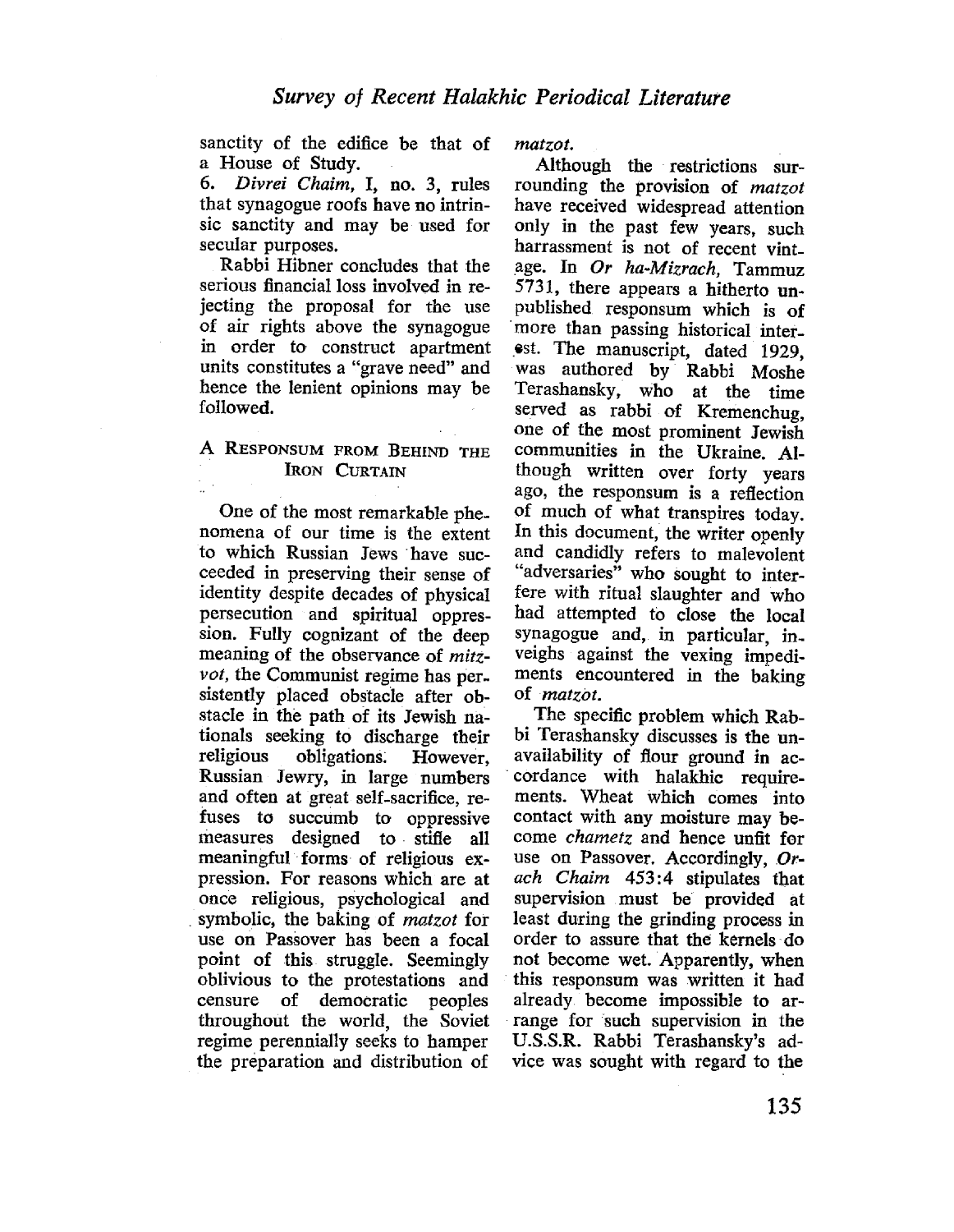sanctity of the edifice be that of a House of Study.

6. *Divrei Chaim*, I, no. 3, rules that synagogue roofs have no intrinsic sanctity and may be used for secular purposes.

Rabbi Hibner concludes that the serious financial loss involved in rejecting the proposal for the use of air rights above the synagogue in order to construct apartment units constitutes a "grave need" and hence the lenient opinions may be followed.

## A Responsum from Behind the Iron Curtain

One of the most remarkable phenomena of our time is the extent to which Russian Jews have succeeded in preserving their sense of identity despite decades of physical persecution and spiritual oppression. Fully cognizant of the deep meaning of the observance of *mitzvot*, the Communist regime has persistently placed obstacle after obstacle in the path of its Jewish nationals seeking to discharge their religious obligations. However, Russian Jewry, in large numbers and often at great self-sacrifice, refuses to succumb to oppressive measures designed to stifle all meaningful forms of religious expression. For reasons which are at once religious, psychological and symbolic, the baking of *matzot* for use on Passover has been a focal point of this struggle. Seemingly oblivious to the protestations and censure of democratic peoples throughout the world, the Soviet regime perennially seeks to hamper the preparation and distribution of *matzot*.

Although the restrictions surrounding the provision of *matzot* have received widespread attention only in the past few years, such harrassment is not of recent vintage. In *Or ha-Mizrach*, Tammuz 5731, there appears a hitherto unpublished responsum which is of more than passing historical interest. The manuscript, dated 1929, was authored by Rabbi Moshe Terashansky, who at the time served as rabbi of Kremenchug, one of the most prominent Jewish communities in the Ukraine. Although written over forty years ago, the responsum is a reflection of much of what transpires today. In this document, the writer openly and candidly refers to malevolent "adversaries" who sought to interfere with ritual slaughter and who had attempted to close the local synagogue and, in particular, inveighs against the vexing impediments encountered in the baking of *matzot*.

The specific problem which Rabbi Terashansky discusses is the unavailability of flour ground in accordance with halakhic requirements. Wheat which comes into contact with any moisture may become *chametz* and hence unfit for use on Passover. Accordingly, *Orach Chaim* 453:4 stipulates that supervision must be provided at least during the grinding process in order to assure that the kernels do not become wet. Apparently, when this responsum was written it had already become impossible to arrange for such supervision in the U.S.S.R. Rabbi Terashansky's advice was sought with regard to the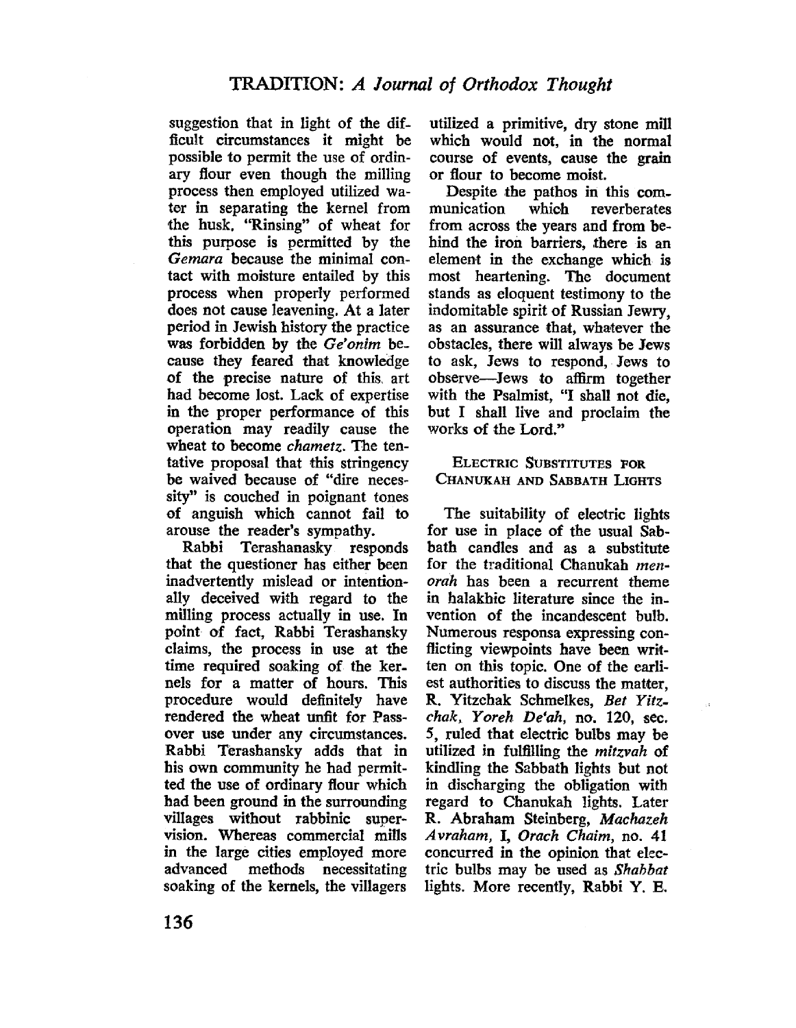suggestion that in light of the difficult circumstances it might be possible to permit the use of ordinary flour even though the milling process then employed utilized water in separating the kernel from the husk. "Rinsing" of wheat for this purpose is permitted by the *Gemara* because the minimal contact with moisture entailed by this process when properly performed does not cause leavening. At a later period in Jewish history the practice was forbidden by the *Ge'onim* because they feared that knowledge of the precise nature of this art had become lost. Lack of expertise in the proper performance of this operation may readily cause the wheat to become *chametz*. The tentative proposal that this stringency be waived because of "dire necessity" is couched in poignant tones of anguish which cannot fail to arouse the reader's sympathy.

Rabbi Terashanasky responds that the questioner has either been inadvertently mislead or intentionally deceived with regard to the milling process actually in use. In point of fact, Rabbi Terashansky claims, the process in use at the time required soaking of the kernels for a matter of hours. This procedure would definitely have rendered the wheat unfit for Passover use under any circumstances. Rabbi Terashansky adds that in his own community he had permitted the use of ordinary flour which had been ground in the surrounding villages without rabbinic supervision. Whereas commercial mills in the large cities employed more advanced methods necessitating soaking of the kernels, the villagers utilized a primitive, dry stone mill which would not, in the normal course of events, cause the grain or flour to become moist.

Despite the pathos in this communication which reverberates from across the years and from behind the iron barriers, there is an element in the exchange which is most heartening. The document stands as eloquent testimony to the indomitable spirit of Russian Jewry, as an assurance that, whatever the obstacles, there will always be Jews to ask, Jews to respond, Jews to observe—Jews to affirm together with the Psalmist, "I shall not die, but I shall live and proclaim the works of the Lord."

### ELECTRIC SUBSTITUTES FOR CHANUKAH AND SABBATH LIGHTS

The suitability of electric lights for use in place of the usual Sabbath candles and as a substitute for the traditional Chanukah *menorah* has been a recurrent theme in halakhic literature since the invention of the incandescent bulb. Numerous responsa expressing conflicting viewpoints have been written on this topic. One of the earliest authorities to discuss the matter, R. Yitzchak Schmelkes, *Bet Yitzchak, Yoreh De'ah*, no. 120, sec. 5, ruled that electric bulbs may be utilized in fulfilling the *mitzvah* of kindling the Sabbath lights but not in discharging the obligation with regard to Chanukah lights. Later R. Abraham Steinberg, *Machazeh Avraham*, I, *Orach Chaim*, no. 41 concurred in the opinion that electric bulbs may be used as *Shabbat* lights. More recently, Rabbi Y. E.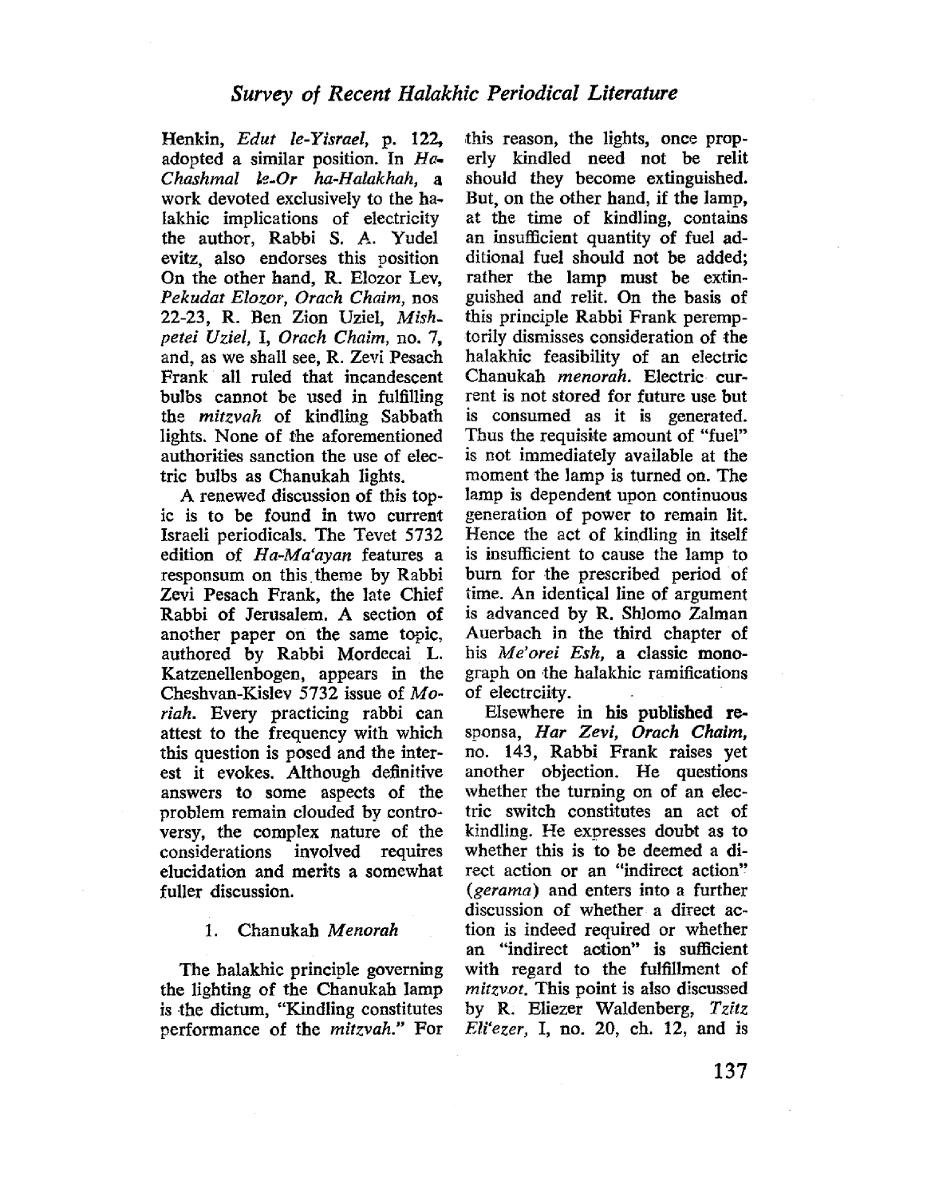Henkin, *Edut le-Yisrael*, p. 122, adopted a similar position. In *Ha-Chashmal le-Or ha-Halakhah*, a work devoted exclusively to the halakhic implications of electricity the author, Rabbi S. A. Yudelevitz, also endorses this position On the other hand, R. Elozor Lev, *Pekudat Elozor, Orach Chaim*, nos 22-23, R. Ben Zion Uziel, *Mishpetei Uziel*, I, *Orach Chaim*, no. 7, and, as we shall see, R. Zevi Pesach Frank all ruled that incandescent bulbs cannot be used in fulfilling the *mitzvah* of kindling Sabbath lights. None of the aforementioned authorities sanction the use of electric bulbs as Chanukah lights.

A renewed discussion of this topic is to be found in two current Israeli periodicals. The Tevet 5732 edition of *Ha-Ma'ayan* features a responsum on this theme by Rabbi Zevi Pesach Frank, the late Chief Rabbi of Jerusalem. A section of another paper on the same topic, authored by Rabbi Mordecai L. Katzenellenbogen, appears in the Cheshvan-Kislev 5732 issue of *Moriah*. Every practicing rabbi can attest to the frequency with which this question is posed and the interest it evokes. Although definitive answers to some aspects of the problem remain clouded by controversy, the complex nature of the considerations involved requires elucidation and merits a somewhat fuller discussion.

## 1. Chanukah *Menorah*

The halakhic principle governing the lighting of the Chanukah lamp is the dictum, "Kindling constitutes performance of the *mitzvah*." For this reason, the lights, once properly kindled need not be relit should they become extinguished. But, on the other hand, if the lamp, at the time of kindling, contains an insufficient quantity of fuel additional fuel should not be added; rather the lamp must be extinguished and relit. On the basis of this principle Rabbi Frank peremptorily dismisses consideration of the halakhic feasibility of an electric Chanukah *menorah*. Electric current is not stored for future use but is consumed as it is generated. Thus the requisite amount of "fuel" is not immediately available at the moment the lamp is turned on. The lamp is dependent upon continuous generation of power to remain lit. Hence the act of kindling in itself is insufficient to cause the lamp to burn for the prescribed period of time. An identical line of argument is advanced by R. Shlomo Zalman Auerbach in the third chapter of his *Me'orei Esh*, a classic monograph on the halakhic ramifications of electrciity.

Elsewhere in his published responsa, *Har Zevi, Orach Chaim*, no. 143, Rabbi Frank raises yet another objection. He questions whether the turning on of an electric switch constitutes an act of kindling. He expresses doubt as to whether this is to be deemed a direct action or an "indirect action" (*gerama*) and enters into a further discussion of whether a direct action is indeed required or whether an "indirect action" is sufficient with regard to the fulfillment of *mitzvot*. This point is also discussed by R. Eliezer Waldenberg, *Tzitz Eli'ezer*, I, no. 20, ch. 12, and is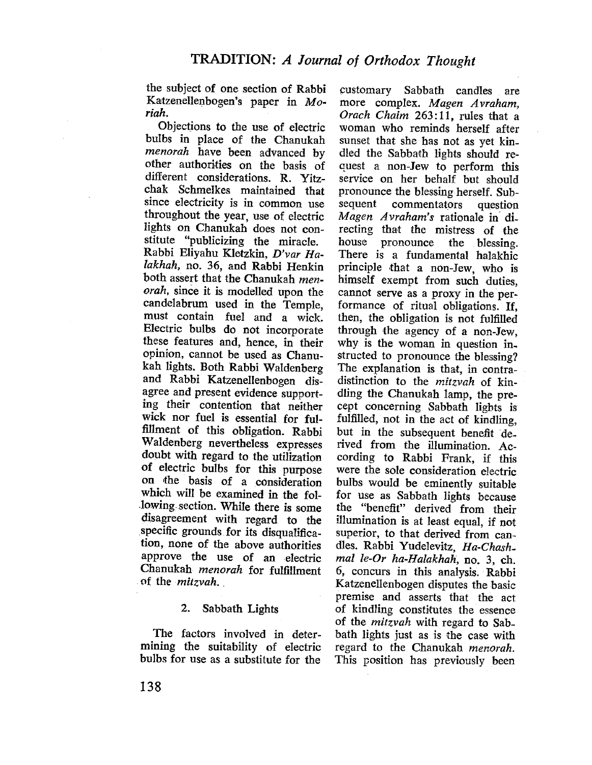the subject of one section of Rabbi Katzenellenbogen's paper in *Moriah.*

Objections to the use of electric bulbs in place of the Chanukah *menorah* have been advanced by other authorities on the basis of different considerations. R. Yitzchak Schmelkes maintained that since electricity is in common use throughout the year, use of electric lights on Chanukah does not constitute "publicizing the miracle. Rabbi Eliyahu Kletzkin, *D'var Halakhah,* no. 36, and Rabbi Henkin both assert that the Chanukah *menorah,* since it is modelled upon the candelabrum used in the Temple, must contain fuel and a wick. Electric bulbs do not incorporate these features and, hence, in their opinion, cannot be used as Chanukah lights. Both Rabbi Waldenberg and Rabbi Katzenellenbogen disagree and present evidence supporting their contention that neither wick nor fuel is essential for fulfillment of this obligation. Rabbi Waldenberg nevertheless expresses doubt with regard to the utilization of electric bulbs for this purpose on the basis of a consideration which will be examined in the following section. While there is some disagreement with regard to the specific grounds for its disqualification, none of the above authorities approve the use of an electric Chanukah *menorah* for fulfillment of the *mitzvah.*

## 2. Sabbath Lights

The factors involved in determining the suitability of electric bulbs for use as a substitute for the customary Sabbath candles are more complex. *Magen Avraham, Orach Chaim* 263:11, rules that a woman who reminds herself after sunset that she has not as yet kindled the Sabbath lights should request a non-Jew to perform this service on her behalf but should pronounce the blessing herself. Subsequent commentators question *Magen Avraham's* rationale in directing that the mistress of the house pronounce the blessing. There is a fundamental halakhic principle that a non-Jew, who is himself exempt from such duties, cannot serve as a proxy in the performance of ritual obligations. If, then, the obligation is not fulfilled through the agency of a non-Jew, why is the woman in question instructed to pronounce the blessing? The explanation is that, in contradistinction to the *mitzvah* of kindling the Chanukah lamp, the precept concerning Sabbath lights is fulfilled, not in the act of kindling, but in the subsequent benefit derived from the illumination. According to Rabbi Frank, if this were the sole consideration electric bulbs would be eminently suitable for use as Sabbath lights because the "benefit" derived from their illumination is at least equal, if not superior, to that derived from candles. Rabbi Yudelevitz, *Ha-Chashmal le-Or ha-Halakhah,* no. 3, ch. 6, concurs in this analysis. Rabbi Katzenellenbogen disputes the basic premise and asserts that the act of kindling constitutes the essence of the *mitzvah* with regard to Sabbath lights just as is the case with regard to the Chanukah *menorah.* This position has previously been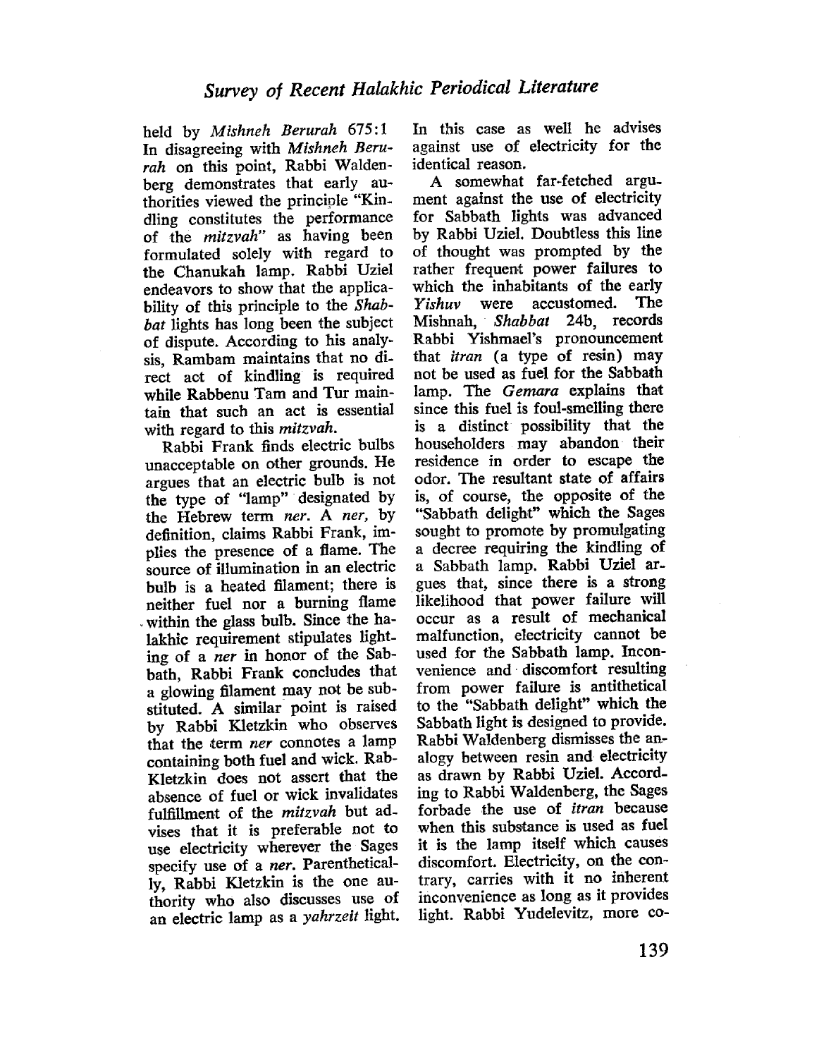held by *Mishneh Berurah* 675:1 In disagreeing with *Mishneh Berurah* on this point, Rabbi Waldenberg demonstrates that early authorities viewed the principle "Kindling constitutes the performance of the *mitzvah*" as having been formulated solely with regard to the Chanukah lamp. Rabbi Uziel endeavors to show that the applicability of this principle to the *Shabbat* lights has long been the subject of dispute. According to his analysis, Rambam maintains that no direct act of kindling is required while Rabbenu Tam and Tur maintain that such an act is essential with regard to this *mitzvah.*

Rabbi Frank finds electric bulbs unacceptable on other grounds. He argues that an electric bulb is not the type of "lamp" designated by the Hebrew term *ner*. A *ner*, by definition, claims Rabbi Frank, implies the presence of a flame. The source of illumination in an electric bulb is a heated filament; there is neither fuel nor a burning flame within the glass bulb. Since the halakhic requirement stipulates lighting of a *ner* in honor of the Sabbath, Rabbi Frank concludes that a glowing filament may not be substituted. A similar point is raised by Rabbi Kletzkin who observes that the term *ner* connotes a lamp containing both fuel and wick. Rab- Kletzkin does not assert that the absence of fuel or wick invalidates fulfillment of the *mitzvah* but advises that it is preferable not to use electricity wherever the Sages specify use of a *ner*. Parenthetically, Rabbi Kletzkin is the one authority who also discusses use of an electric lamp as a *yahrzeit* light. In this case as well he advises against use of electricity for the identical reason.

A somewhat far-fetched argument against the use of electricity for Sabbath lights was advanced by Rabbi Uziel. Doubtless this line of thought was prompted by the rather frequent power failures to which the inhabitants of the early *Yishuv* were accustomed. The Mishnah, *Shabbat* 24b, records Rabbi Yishmael's pronouncement that *itran* (a type of resin) may not be used as fuel for the Sabbath lamp. The *Gemara* explains that since this fuel is foul-smelling there is a distinct possibility that the householders may abandon their residence in order to escape the odor. The resultant state of affairs is, of course, the opposite of the "Sabbath delight" which the Sages sought to promote by promulgating a decree requiring the kindling of a Sabbath lamp. Rabbi Uziel argues that, since there is a strong likelihood that power failure will occur as a result of mechanical malfunction, electricity cannot be used for the Sabbath lamp. Inconvenience and discomfort resulting from power failure is antithetical to the "Sabbath delight" which the Sabbath light is designed to provide. Rabbi Waldenberg dismisses the analogy between resin and electricity as drawn by Rabbi Uziel. According to Rabbi Waldenberg, the Sages forbade the use of *itran* because when this substance is used as fuel it is the lamp itself which causes discomfort. Electricity, on the contrary, carries with it no inherent inconvenience as long as it provides light. Rabbi Yudelevitz, more co-